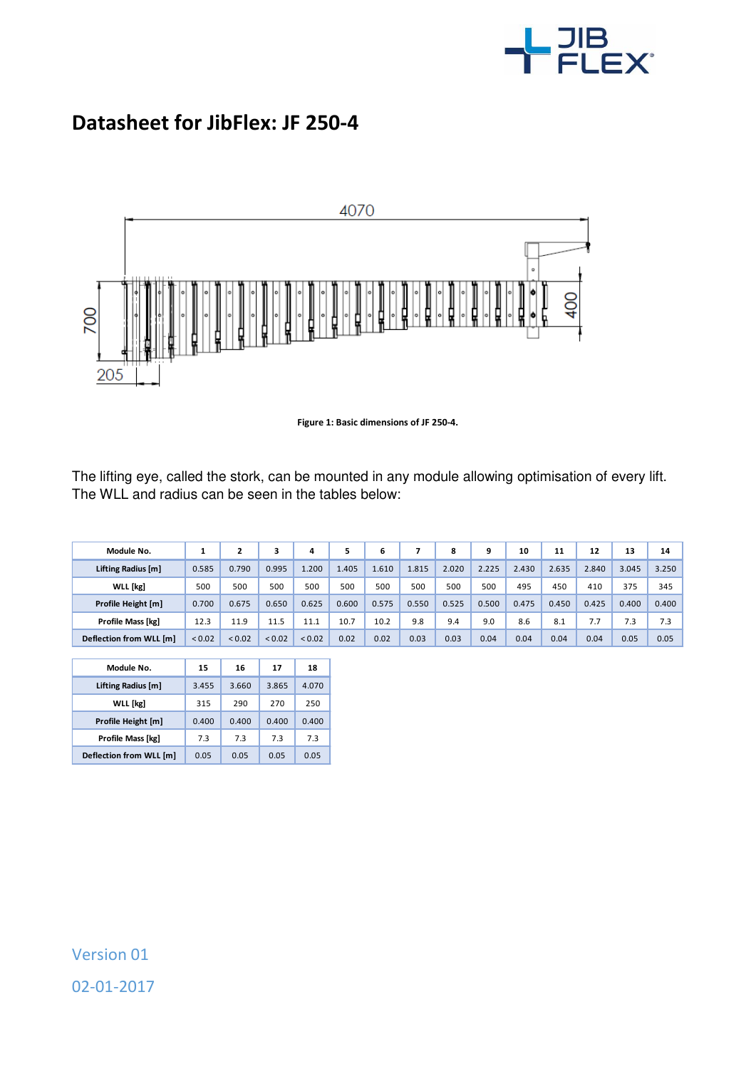# Datasheet for JibFlex: JF 250-4

Figure 1: Basic dimensions of JF 250-4.

The lifting eye, called the stork, can be mounted in any module allowing optimisation of every lift. The WLL and radius can be seen in the tables below:

| Module No. | 1 | 2 | 3 | 4 | 5 | 6 | 7 | 8 | 9 | 10 | 11 | 12 | 13 | 14 |
|---|---|---|---|---|---|---|---|---|---|---|---|---|---|---|
| Lifting Radius [m] | 0.585 | 0.790 | 0.995 | 1.200 | 1.405 | 1.610 | 1.815 | 2.020 | 2.225 | 2.430 | 2.635 | 2.840 | 3.045 | 3.250 |
| WLL [kg] | 500 | 500 | 500 | 500 | 500 | 500 | 500 | 500 | 500 | 495 | 450 | 410 | 375 | 345 |
| Profile Height [m] | 0.700 | 0.675 | 0.650 | 0.625 | 0.600 | 0.575 | 0.550 | 0.525 | 0.500 | 0.475 | 0.450 | 0.425 | 0.400 | 0.400 |
| Profile Mass [kg] | 12.3 | 11.9 | 11.5 | 11.1 | 10.7 | 10.2 | 9.8 | 9.4 | 9.0 | 8.6 | 8.1 | 7.7 | 7.3 | 7.3 |
| Deflection from WLL [m] | < 0.02 | < 0.02 | < 0.02 | < 0.02 | 0.02 | 0.02 | 0.03 | 0.03 | 0.04 | 0.04 | 0.04 | 0.04 | 0.05 | 0.05 |

| Module No. | 15 | 16 | 17 | 18 |
|---|---|---|---|---|
| Lifting Radius [m] | 3.455 | 3.660 | 3.865 | 4.070 |
| WLL [kg] | 315 | 290 | 270 | 250 |
| Profile Height [m] | 0.400 | 0.400 | 0.400 | 0.400 |
| Profile Mass [kg] | 7.3 | 7.3 | 7.3 | 7.3 |
| Deflection from WLL [m] | 0.05 | 0.05 | 0.05 | 0.05 |

Version 01

02-01-2017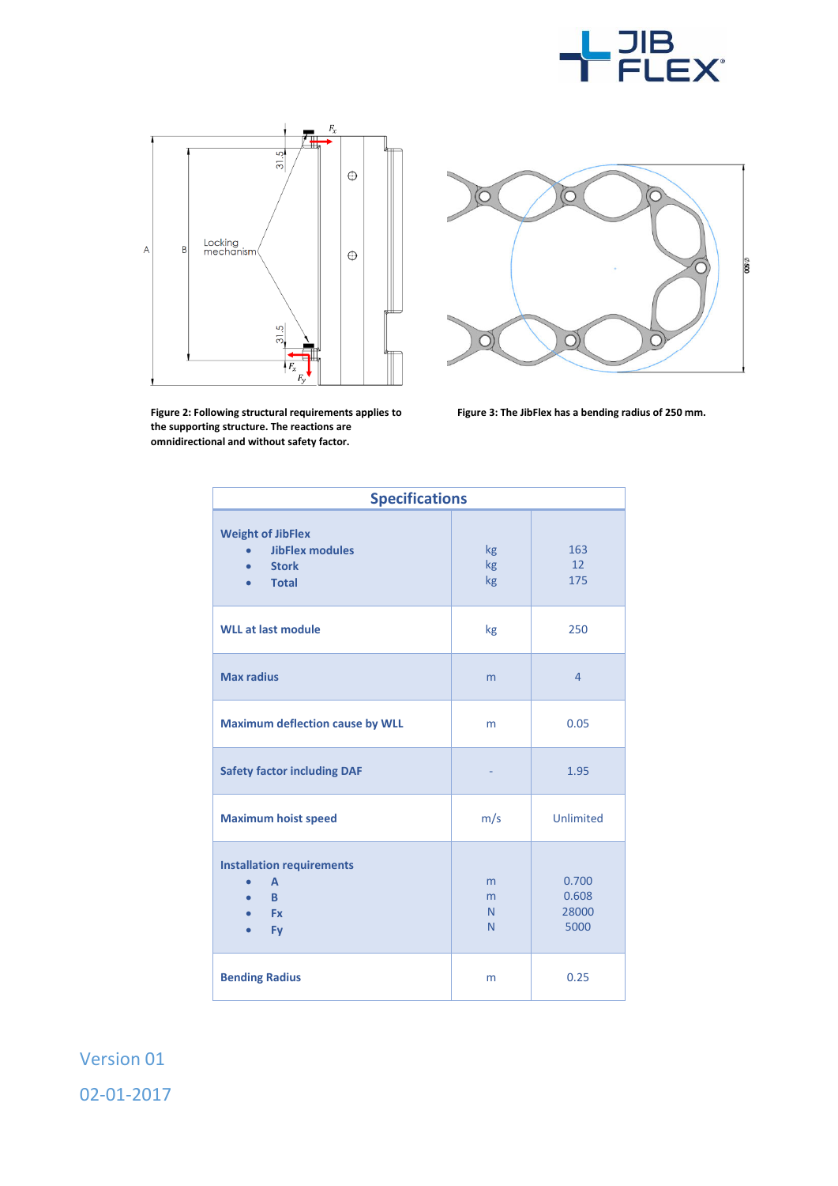A

B

31.5

Locking mechanism

31.5

$F_x$

$F_x$

$F_y$

Ø500

**Figure 2: Following structural requirements applies to the supporting structure. The reactions are omnidirectional and without safety factor.**

**Figure 3: The JibFlex has a bending radius of 250 mm.**

| Specifications | | |
|---|---|---|
| **Weight of JibFlex**<br>• **JibFlex modules**<br>• **Stork**<br>• **Total** | kg<br>kg<br>kg | 163<br>12<br>175 |
| **WLL at last module** | kg | 250 |
| **Max radius** | m | 4 |
| **Maximum deflection cause by WLL** | m | 0.05 |
| **Safety factor including DAF** | - | 1.95 |
| **Maximum hoist speed** | m/s | Unlimited |
| **Installation requirements**<br>• **A**<br>• **B**<br>• **Fx**<br>• **Fy** | m<br>m<br>N<br>N | 0.700<br>0.608<br>28000<br>5000 |
| **Bending Radius** | m | 0.25 |

Version 01

02-01-2017